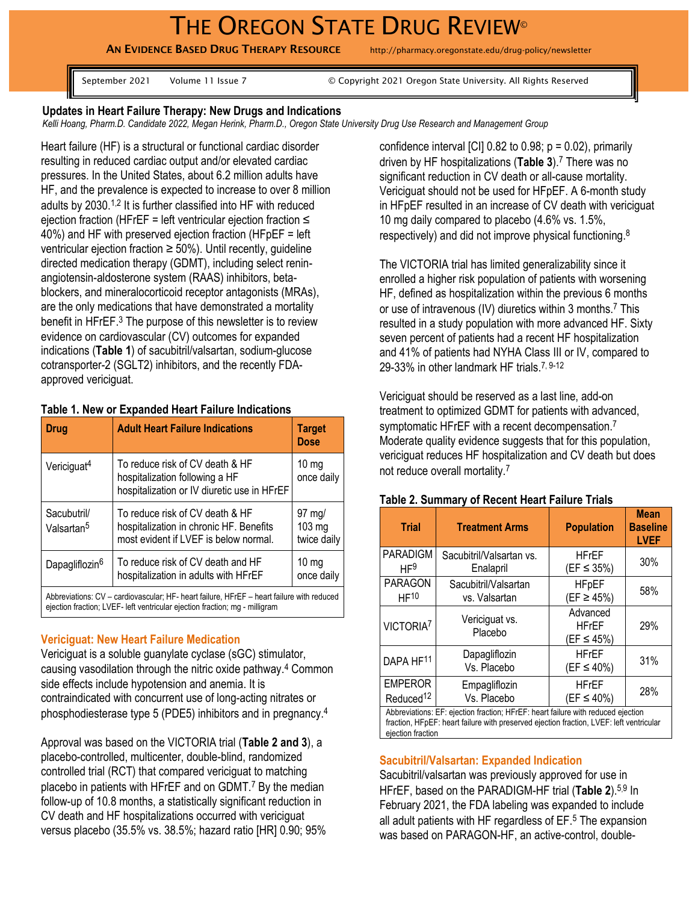# THE OREGON STATE DRUG REVIEW©

**AN EVIDENCE BASED DRUG THERAPY RESOURCE** http://pharmacy.oregonstate.edu/drug-policy/newsletter

September 2021 Volume 11 Issue 7 © Copyright 2021 Oregon State University. All Rights Reserved

## Updates in Heart Failure Therapy: New Drugs and Indications

*Kelli Hoang, Pharm.D. Candidate 2022, Megan Herink, Pharm.D., Oregon State University Drug Use Research and Management Group*

Heart failure (HF) is a structural or functional cardiac disorder resulting in reduced cardiac output and/or elevated cardiac pressures. In the United States, about 6.2 million adults have HF, and the prevalence is expected to increase to over 8 million adults by 2030.[1,2] It is further classified into HF with reduced ejection fraction (HFrEF = left ventricular ejection fraction ≤ 40%) and HF with preserved ejection fraction (HFpEF = left ventricular ejection fraction ≥ 50%). Until recently, guideline directed medication therapy (GDMT), including select renin-angiotensin-aldosterone system (RAAS) inhibitors, beta-blockers, and mineralocorticoid receptor antagonists (MRAs), are the only medications that have demonstrated a mortality benefit in HFrEF.[3] The purpose of this newsletter is to review evidence on cardiovascular (CV) outcomes for expanded indications (**Table 1**) of sacubitril/valsartan, sodium-glucose cotransporter-2 (SGLT2) inhibitors, and the recently FDA-approved vericiguat.

**Table 1. New or Expanded Heart Failure Indications**

| Drug | Adult Heart Failure Indications | Target Dose |
|---|---|---|
| Vericiguat[4] | To reduce risk of CV death & HF hospitalization following a HF hospitalization or IV diuretic use in HFrEF | 10 mg once daily |
| Sacubutril/ Valsartan[5] | To reduce risk of CV death & HF hospitalization in chronic HF. Benefits most evident if LVEF is below normal. | 97 mg/ 103 mg twice daily |
| Dapagliflozin[6] | To reduce risk of CV death and HF hospitalization in adults with HFrEF | 10 mg once daily |

Abbreviations: CV – cardiovascular; HF- heart failure, HFrEF – heart failure with reduced ejection fraction; LVEF- left ventricular ejection fraction; mg - milligram

### Vericiguat: New Heart Failure Medication

Vericiguat is a soluble guanylate cyclase (sGC) stimulator, causing vasodilation through the nitric oxide pathway.[4] Common side effects include hypotension and anemia. It is contraindicated with concurrent use of long-acting nitrates or phosphodiesterase type 5 (PDE5) inhibitors and in pregnancy.[4]

Approval was based on the VICTORIA trial (**Table 2 and 3**), a placebo-controlled, multicenter, double-blind, randomized controlled trial (RCT) that compared vericiguat to matching placebo in patients with HFrEF and on GDMT.[7] By the median follow-up of 10.8 months, a statistically significant reduction in CV death and HF hospitalizations occurred with vericiguat versus placebo (35.5% vs. 38.5%; hazard ratio [HR] 0.90; 95% confidence interval [CI] 0.82 to 0.98; p = 0.02), primarily driven by HF hospitalizations (**Table 3**).[7] There was no significant reduction in CV death or all-cause mortality. Vericiguat should not be used for HFpEF. A 6-month study in HFpEF resulted in an increase of CV death with vericiguat 10 mg daily compared to placebo (4.6% vs. 1.5%, respectively) and did not improve physical functioning.[8]

The VICTORIA trial has limited generalizability since it enrolled a higher risk population of patients with worsening HF, defined as hospitalization within the previous 6 months or use of intravenous (IV) diuretics within 3 months.[7] This resulted in a study population with more advanced HF. Sixty seven percent of patients had a recent HF hospitalization and 41% of patients had NYHA Class III or IV, compared to 29-33% in other landmark HF trials.[7, 9-12]

Vericiguat should be reserved as a last line, add-on treatment to optimized GDMT for patients with advanced, symptomatic HFrEF with a recent decompensation.[7] Moderate quality evidence suggests that for this population, vericiguat reduces HF hospitalization and CV death but does not reduce overall mortality.[7]

**Table 2. Summary of Recent Heart Failure Trials**

| Trial | Treatment Arms | Population | Mean Baseline LVEF |
|---|---|---|---|
| PARADIGM HF[9] | Sacubitril/Valsartan vs. Enalapril | HFrEF (EF ≤ 35%) | 30% |
| PARAGON HF[10] | Sacubitril/Valsartan vs. Valsartan | HFpEF (EF ≥ 45%) | 58% |
| VICTORIA[7] | Vericiguat vs. Placebo | Advanced HFrEF (EF ≤ 45%) | 29% |
| DAPA HF[11] | Dapagliflozin Vs. Placebo | HFrEF (EF ≤ 40%) | 31% |
| EMPEROR Reduced[12] | Empagliflozin Vs. Placebo | HFrEF (EF ≤ 40%) | 28% |

Abbreviations: EF: ejection fraction; HFrEF: heart failure with reduced ejection fraction, HFpEF: heart failure with preserved ejection fraction, LVEF: left ventricular ejection fraction

### Sacubitril/Valsartan: Expanded Indication

Sacubitril/valsartan was previously approved for use in HFrEF, based on the PARADIGM-HF trial (**Table 2**).[5,9] In February 2021, the FDA labeling was expanded to include all adult patients with HF regardless of EF.[5] The expansion was based on PARAGON-HF, an active-control, double-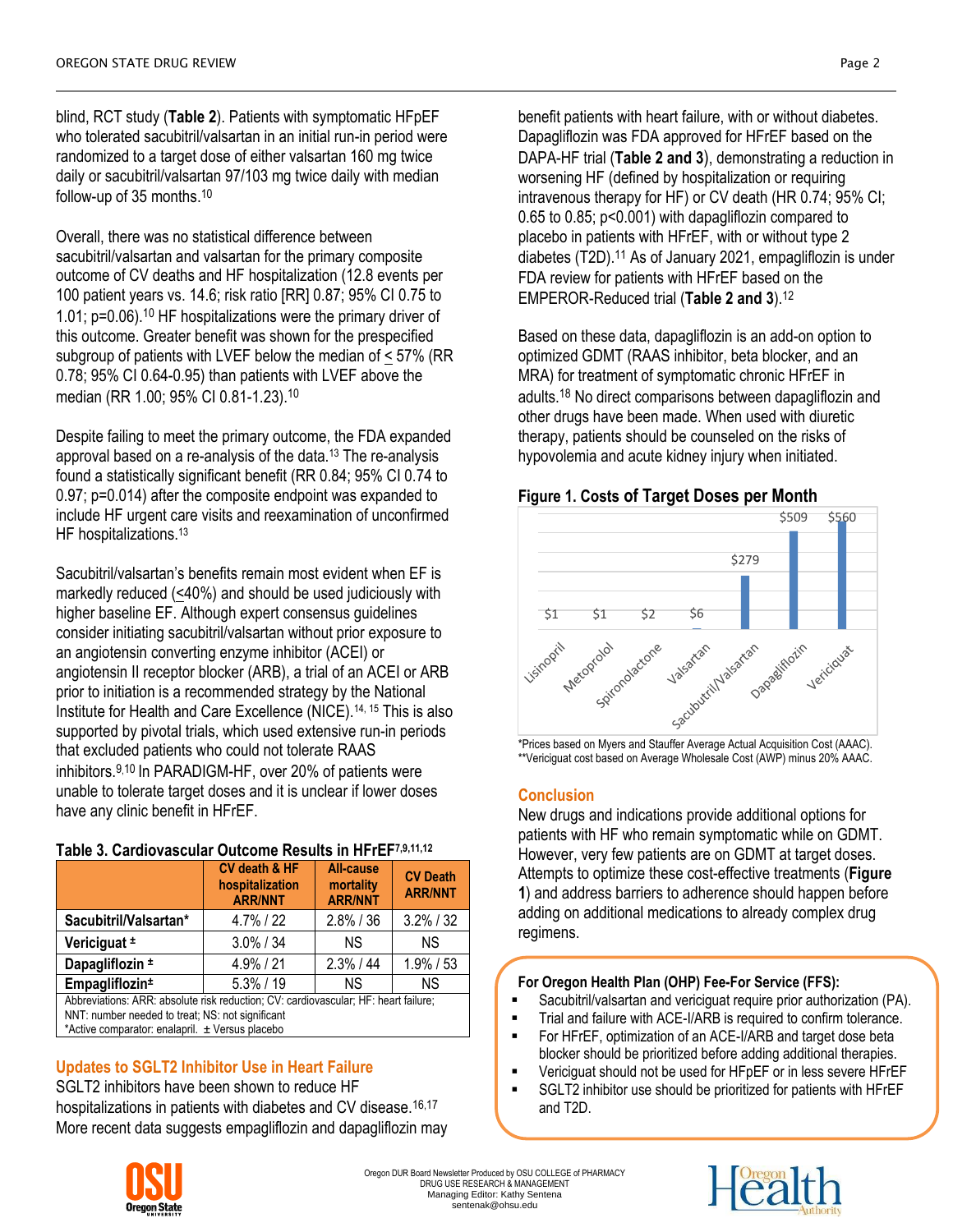blind, RCT study (**Table 2**). Patients with symptomatic HFpEF who tolerated sacubitril/valsartan in an initial run-in period were randomized to a target dose of either valsartan 160 mg twice daily or sacubitril/valsartan 97/103 mg twice daily with median follow-up of 35 months.[10]

Overall, there was no statistical difference between sacubitril/valsartan and valsartan for the primary composite outcome of CV deaths and HF hospitalization (12.8 events per 100 patient years vs. 14.6; risk ratio [RR] 0.87; 95% CI 0.75 to 1.01; p=0.06).[10] HF hospitalizations were the primary driver of this outcome. Greater benefit was shown for the prespecified subgroup of patients with LVEF below the median of < 57% (RR 0.78; 95% CI 0.64-0.95) than patients with LVEF above the median (RR 1.00; 95% CI 0.81-1.23).[10]

Despite failing to meet the primary outcome, the FDA expanded approval based on a re-analysis of the data.[13] The re-analysis found a statistically significant benefit (RR 0.84; 95% CI 0.74 to 0.97; p=0.014) after the composite endpoint was expanded to include HF urgent care visits and reexamination of unconfirmed HF hospitalizations.[13]

Sacubitril/valsartan's benefits remain most evident when EF is markedly reduced (<40%) and should be used judiciously with higher baseline EF. Although expert consensus guidelines consider initiating sacubitril/valsartan without prior exposure to an angiotensin converting enzyme inhibitor (ACEI) or angiotensin II receptor blocker (ARB), a trial of an ACEI or ARB prior to initiation is a recommended strategy by the National Institute for Health and Care Excellence (NICE).[14, 15] This is also supported by pivotal trials, which used extensive run-in periods that excluded patients who could not tolerate RAAS inhibitors.[9,10] In PARADIGM-HF, over 20% of patients were unable to tolerate target doses and it is unclear if lower doses have any clinic benefit in HFrEF.

**Table 3. Cardiovascular Outcome Results in HFrEF[7,9,11,12]**

| | CV death & HF hospitalization ARR/NNT | All-cause mortality ARR/NNT | CV Death ARR/NNT |
|---|---|---|---|
| **Sacubitril/Valsartan*** | 4.7% / 22 | 2.8% / 36 | 3.2% / 32 |
| **Vericiguat ±** | 3.0% / 34 | NS | NS |
| **Dapagliflozin ±** | 4.9% / 21 | 2.3% / 44 | 1.9% / 53 |
| **Empagliflozin±** | 5.3% / 19 | NS | NS |

Abbreviations: ARR: absolute risk reduction; CV: cardiovascular; HF: heart failure; NNT: number needed to treat; NS: not significant
*Active comparator: enalapril. ± Versus placebo

## Updates to SGLT2 Inhibitor Use in Heart Failure

SGLT2 inhibitors have been shown to reduce HF hospitalizations in patients with diabetes and CV disease.[16,17] More recent data suggests empagliflozin and dapagliflozin may benefit patients with heart failure, with or without diabetes. Dapagliflozin was FDA approved for HFrEF based on the DAPA-HF trial (**Table 2 and 3**), demonstrating a reduction in worsening HF (defined by hospitalization or requiring intravenous therapy for HF) or CV death (HR 0.74; 95% CI; 0.65 to 0.85; p<0.001) with dapagliflozin compared to placebo in patients with HFrEF, with or without type 2 diabetes (T2D).[11] As of January 2021, empagliflozin is under FDA review for patients with HFrEF based on the EMPEROR-Reduced trial (**Table 2 and 3**).[12]

Based on these data, dapagliflozin is an add-on option to optimized GDMT (RAAS inhibitor, beta blocker, and an MRA) for treatment of symptomatic chronic HFrEF in adults.[18] No direct comparisons between dapagliflozin and other drugs have been made. When used with diuretic therapy, patients should be counseled on the risks of hypovolemia and acute kidney injury when initiated.

**Figure 1. Costs of Target Doses per Month**

| Drug | Cost |
|---|---|
| Lisinopril | $1 |
| Metoprolol | $1 |
| Spironolactone | $2 |
| Valsartan | $6 |
| Sacubutril/Valsartan | $279 |
| Dapagliflozin | $509 |
| Vericiguat | $560 |

*Prices based on Myers and Stauffer Average Actual Acquisition Cost (AAAC).
**Vericiguat cost based on Average Wholesale Cost (AWP) minus 20% AAAC.

## Conclusion

New drugs and indications provide additional options for patients with HF who remain symptomatic while on GDMT. However, very few patients are on GDMT at target doses. Attempts to optimize these cost-effective treatments (**Figure 1**) and address barriers to adherence should happen before adding on additional medications to already complex drug regimens.

**For Oregon Health Plan (OHP) Fee-For Service (FFS):**

- Sacubitril/valsartan and vericiguat require prior authorization (PA).
- Trial and failure with ACE-I/ARB is required to confirm tolerance.
- For HFrEF, optimization of an ACE-I/ARB and target dose beta blocker should be prioritized before adding additional therapies.
- Vericiguat should not be used for HFpEF or in less severe HFrEF
- SGLT2 inhibitor use should be prioritized for patients with HFrEF and T2D.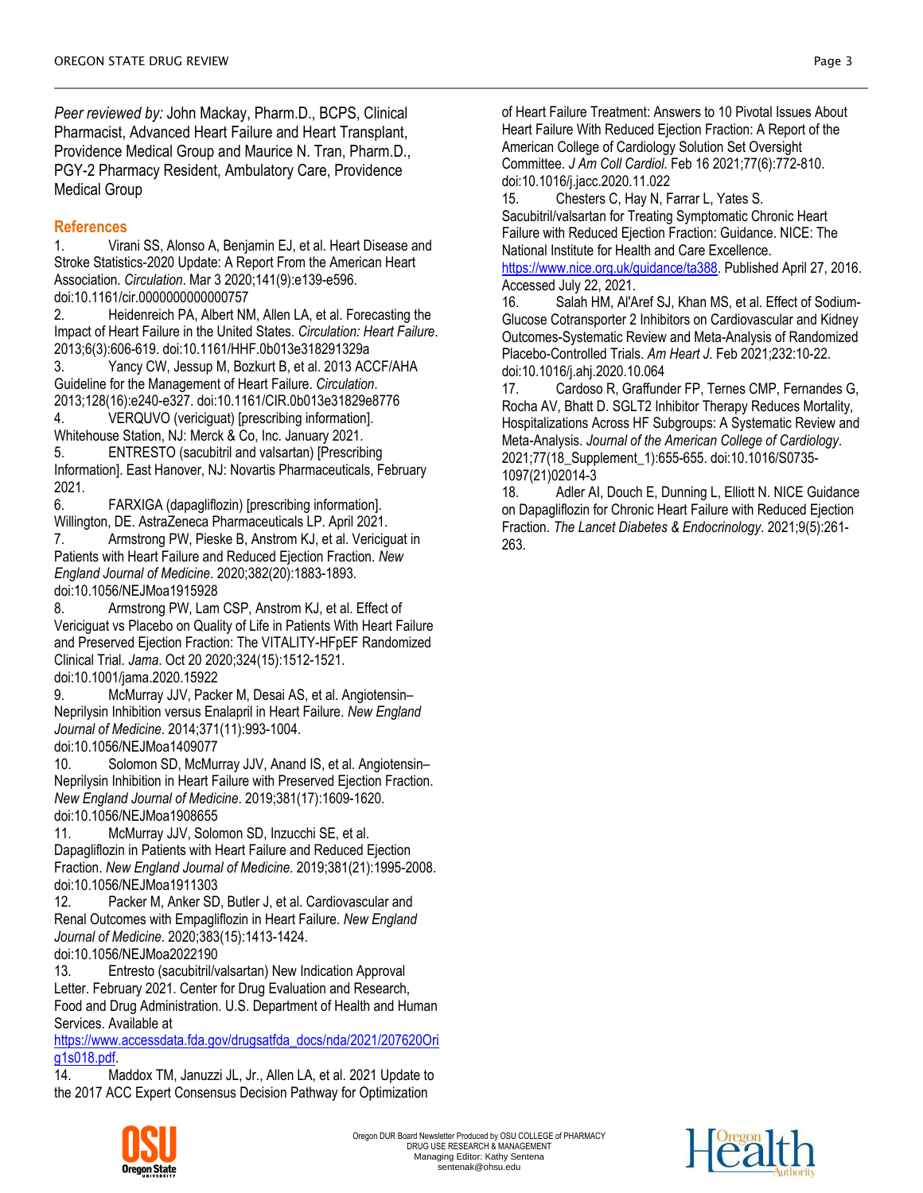*Peer reviewed by:* John Mackay, Pharm.D., BCPS, Clinical Pharmacist, Advanced Heart Failure and Heart Transplant, Providence Medical Group and Maurice N. Tran, Pharm.D., PGY-2 Pharmacy Resident, Ambulatory Care, Providence Medical Group

## References

1. Virani SS, Alonso A, Benjamin EJ, et al. Heart Disease and Stroke Statistics-2020 Update: A Report From the American Heart Association. *Circulation*. Mar 3 2020;141(9):e139-e596. doi:10.1161/cir.0000000000000757
2. Heidenreich PA, Albert NM, Allen LA, et al. Forecasting the Impact of Heart Failure in the United States. *Circulation: Heart Failure*. 2013;6(3):606-619. doi:10.1161/HHF.0b013e318291329a
3. Yancy CW, Jessup M, Bozkurt B, et al. 2013 ACCF/AHA Guideline for the Management of Heart Failure. *Circulation*. 2013;128(16):e240-e327. doi:10.1161/CIR.0b013e31829e8776
4. VERQUVO (vericiguat) [prescribing information]. Whitehouse Station, NJ: Merck & Co, Inc. January 2021.
5. ENTRESTO (sacubitril and valsartan) [Prescribing Information]. East Hanover, NJ: Novartis Pharmaceuticals, February 2021.
6. FARXIGA (dapagliflozin) [prescribing information]. Willington, DE. AstraZeneca Pharmaceuticals LP. April 2021.
7. Armstrong PW, Pieske B, Anstrom KJ, et al. Vericiguat in Patients with Heart Failure and Reduced Ejection Fraction. *New England Journal of Medicine*. 2020;382(20):1883-1893. doi:10.1056/NEJMoa1915928
8. Armstrong PW, Lam CSP, Anstrom KJ, et al. Effect of Vericiguat vs Placebo on Quality of Life in Patients With Heart Failure and Preserved Ejection Fraction: The VITALITY-HFpEF Randomized Clinical Trial. *Jama*. Oct 20 2020;324(15):1512-1521. doi:10.1001/jama.2020.15922
9. McMurray JJV, Packer M, Desai AS, et al. Angiotensin–Neprilysin Inhibition versus Enalapril in Heart Failure. *New England Journal of Medicine*. 2014;371(11):993-1004. doi:10.1056/NEJMoa1409077
10. Solomon SD, McMurray JJV, Anand IS, et al. Angiotensin–Neprilysin Inhibition in Heart Failure with Preserved Ejection Fraction. *New England Journal of Medicine*. 2019;381(17):1609-1620. doi:10.1056/NEJMoa1908655
11. McMurray JJV, Solomon SD, Inzucchi SE, et al. Dapagliflozin in Patients with Heart Failure and Reduced Ejection Fraction. *New England Journal of Medicine*. 2019;381(21):1995-2008. doi:10.1056/NEJMoa1911303
12. Packer M, Anker SD, Butler J, et al. Cardiovascular and Renal Outcomes with Empagliflozin in Heart Failure. *New England Journal of Medicine*. 2020;383(15):1413-1424. doi:10.1056/NEJMoa2022190
13. Entresto (sacubitril/valsartan) New Indication Approval Letter. February 2021. Center for Drug Evaluation and Research, Food and Drug Administration. U.S. Department of Health and Human Services. Available at https://www.accessdata.fda.gov/drugsatfda_docs/nda/2021/207620Orig1s018.pdf.
14. Maddox TM, Januzzi JL, Jr., Allen LA, et al. 2021 Update to the 2017 ACC Expert Consensus Decision Pathway for Optimization of Heart Failure Treatment: Answers to 10 Pivotal Issues About Heart Failure With Reduced Ejection Fraction: A Report of the American College of Cardiology Solution Set Oversight Committee. *J Am Coll Cardiol*. Feb 16 2021;77(6):772-810. doi:10.1016/j.jacc.2020.11.022
15. Chesters C, Hay N, Farrar L, Yates S. Sacubitril/valsartan for Treating Symptomatic Chronic Heart Failure with Reduced Ejection Fraction: Guidance. NICE: The National Institute for Health and Care Excellence. https://www.nice.org.uk/guidance/ta388. Published April 27, 2016. Accessed July 22, 2021.
16. Salah HM, Al'Aref SJ, Khan MS, et al. Effect of Sodium-Glucose Cotransporter 2 Inhibitors on Cardiovascular and Kidney Outcomes-Systematic Review and Meta-Analysis of Randomized Placebo-Controlled Trials. *Am Heart J*. Feb 2021;232:10-22. doi:10.1016/j.ahj.2020.10.064
17. Cardoso R, Graffunder FP, Ternes CMP, Fernandes G, Rocha AV, Bhatt D. SGLT2 Inhibitor Therapy Reduces Mortality, Hospitalizations Across HF Subgroups: A Systematic Review and Meta-Analysis. *Journal of the American College of Cardiology*. 2021;77(18_Supplement_1):655-655. doi:10.1016/S0735-1097(21)02014-3
18. Adler AI, Douch E, Dunning L, Elliott N. NICE Guidance on Dapagliflozin for Chronic Heart Failure with Reduced Ejection Fraction. *The Lancet Diabetes & Endocrinology*. 2021;9(5):261-263.

Oregon DUR Board Newsletter Produced by OSU COLLEGE of PHARMACY
DRUG USE RESEARCH & MANAGEMENT
Managing Editor: Kathy Sentena
sentenak@ohsu.edu